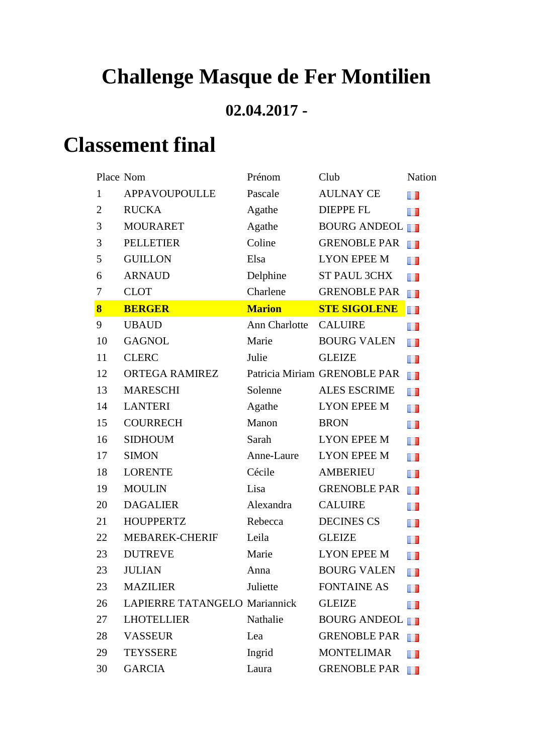# Challenge Masque de Fer Montilien

## 02.04.2017 -

# Classement final

| Place | Nom | Prénom | Club | Nation |
|---|---|---|---|---|
| 1 | APPAVOUPOULLE | Pascale | AULNAY CE | |
| 2 | RUCKA | Agathe | DIEPPE FL | |
| 3 | MOURARET | Agathe | BOURG ANDEOL | |
| 3 | PELLETIER | Coline | GRENOBLE PAR | |
| 5 | GUILLON | Elsa | LYON EPEE M | |
| 6 | ARNAUD | Delphine | ST PAUL 3CHX | |
| 7 | CLOT | Charlene | GRENOBLE PAR | |
| **8** | **BERGER** | **Marion** | **STE SIGOLENE** | |
| 9 | UBAUD | Ann Charlotte | CALUIRE | |
| 10 | GAGNOL | Marie | BOURG VALEN | |
| 11 | CLERC | Julie | GLEIZE | |
| 12 | ORTEGA RAMIREZ | Patricia Miriam | GRENOBLE PAR | |
| 13 | MARESCHI | Solenne | ALES ESCRIME | |
| 14 | LANTERI | Agathe | LYON EPEE M | |
| 15 | COURRECH | Manon | BRON | |
| 16 | SIDHOUM | Sarah | LYON EPEE M | |
| 17 | SIMON | Anne-Laure | LYON EPEE M | |
| 18 | LORENTE | Cécile | AMBERIEU | |
| 19 | MOULIN | Lisa | GRENOBLE PAR | |
| 20 | DAGALIER | Alexandra | CALUIRE | |
| 21 | HOUPPERTZ | Rebecca | DECINES CS | |
| 22 | MEBAREK-CHERIF | Leila | GLEIZE | |
| 23 | DUTREVE | Marie | LYON EPEE M | |
| 23 | JULIAN | Anna | BOURG VALEN | |
| 23 | MAZILIER | Juliette | FONTAINE AS | |
| 26 | LAPIERRE TATANGELO | Mariannick | GLEIZE | |
| 27 | LHOTELLIER | Nathalie | BOURG ANDEOL | |
| 28 | VASSEUR | Lea | GRENOBLE PAR | |
| 29 | TEYSSERE | Ingrid | MONTELIMAR | |
| 30 | GARCIA | Laura | GRENOBLE PAR | |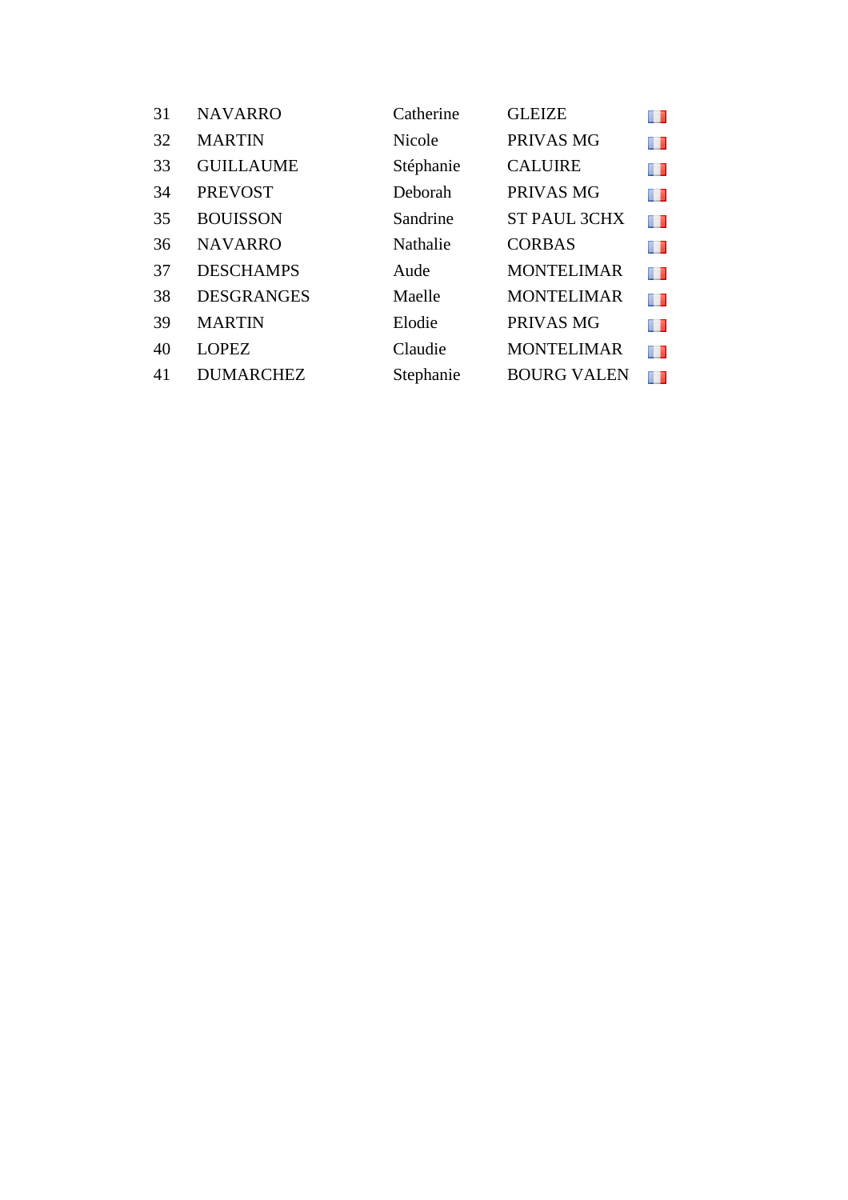| | | | | |
|---|---|---|---|---|
| 31 | NAVARRO | Catherine | GLEIZE | |
| 32 | MARTIN | Nicole | PRIVAS MG | |
| 33 | GUILLAUME | Stéphanie | CALUIRE | |
| 34 | PREVOST | Deborah | PRIVAS MG | |
| 35 | BOUISSON | Sandrine | ST PAUL 3CHX | |
| 36 | NAVARRO | Nathalie | CORBAS | |
| 37 | DESCHAMPS | Aude | MONTELIMAR | |
| 38 | DESGRANGES | Maelle | MONTELIMAR | |
| 39 | MARTIN | Elodie | PRIVAS MG | |
| 40 | LOPEZ | Claudie | MONTELIMAR | |
| 41 | DUMARCHEZ | Stephanie | BOURG VALEN | |